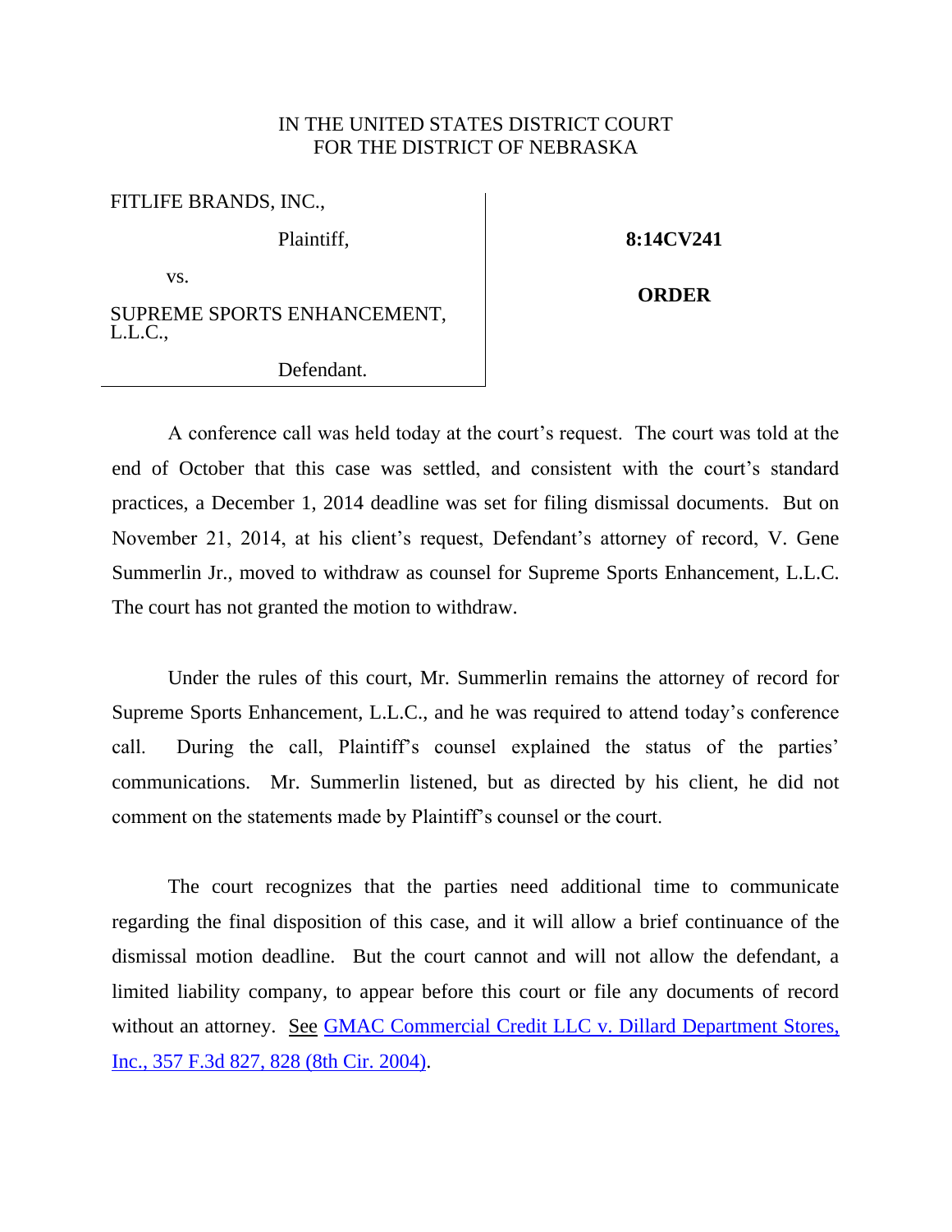IN THE UNITED STATES DISTRICT COURT
FOR THE DISTRICT OF NEBRASKA

| | |
|---|---|
| FITLIFE BRANDS, INC., | |
| Plaintiff, | **8:14CV241** |
| vs. | **ORDER** |
| SUPREME SPORTS ENHANCEMENT, L.L.C., | |
| Defendant. | |

A conference call was held today at the court's request. The court was told at the end of October that this case was settled, and consistent with the court's standard practices, a December 1, 2014 deadline was set for filing dismissal documents. But on November 21, 2014, at his client's request, Defendant's attorney of record, V. Gene Summerlin Jr., moved to withdraw as counsel for Supreme Sports Enhancement, L.L.C. The court has not granted the motion to withdraw.

Under the rules of this court, Mr. Summerlin remains the attorney of record for Supreme Sports Enhancement, L.L.C., and he was required to attend today's conference call. During the call, Plaintiff's counsel explained the status of the parties' communications. Mr. Summerlin listened, but as directed by his client, he did not comment on the statements made by Plaintiff's counsel or the court.

The court recognizes that the parties need additional time to communicate regarding the final disposition of this case, and it will allow a brief continuance of the dismissal motion deadline. But the court cannot and will not allow the defendant, a limited liability company, to appear before this court or file any documents of record without an attorney. See GMAC Commercial Credit LLC v. Dillard Department Stores, Inc., 357 F.3d 827, 828 (8th Cir. 2004).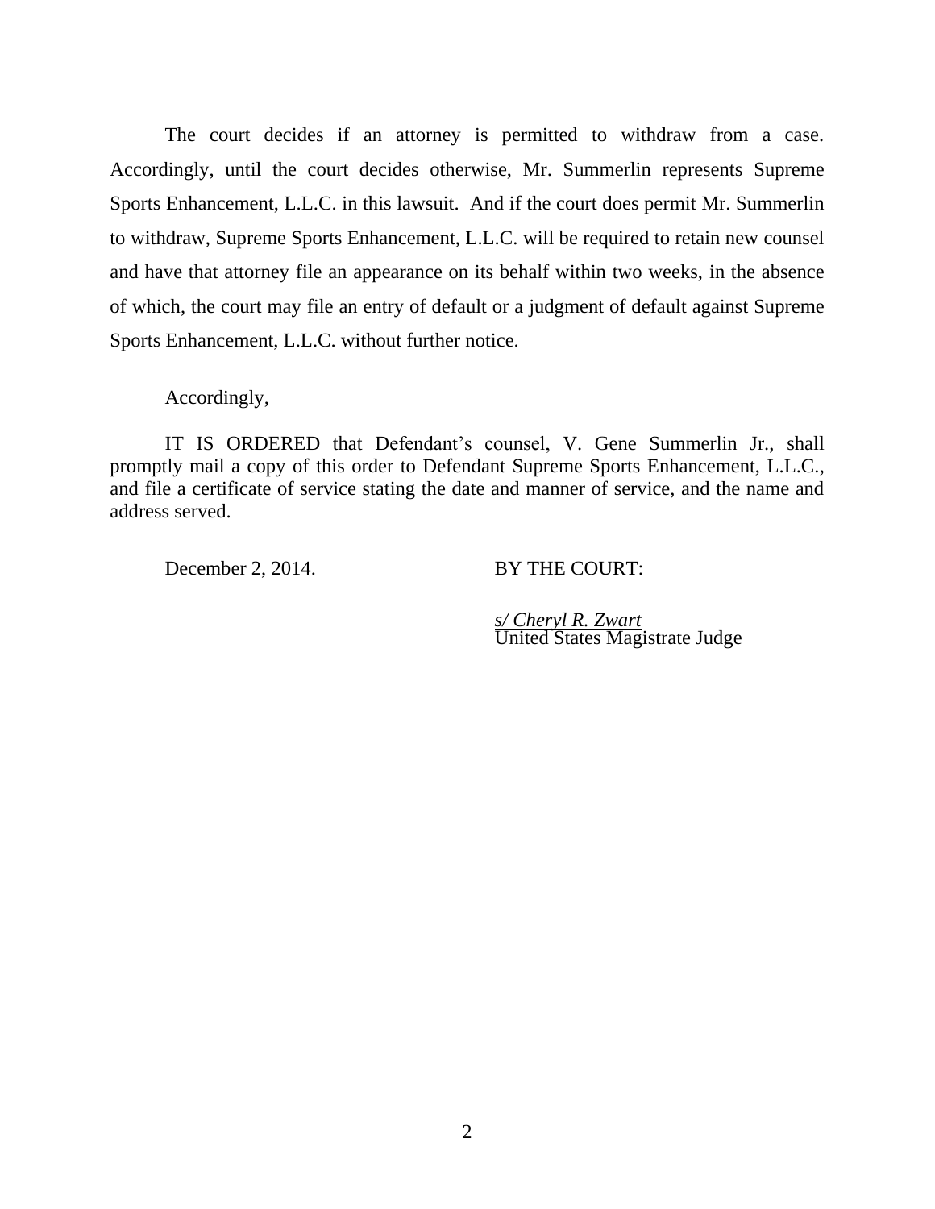The court decides if an attorney is permitted to withdraw from a case. Accordingly, until the court decides otherwise, Mr. Summerlin represents Supreme Sports Enhancement, L.L.C. in this lawsuit. And if the court does permit Mr. Summerlin to withdraw, Supreme Sports Enhancement, L.L.C. will be required to retain new counsel and have that attorney file an appearance on its behalf within two weeks, in the absence of which, the court may file an entry of default or a judgment of default against Supreme Sports Enhancement, L.L.C. without further notice.

Accordingly,

IT IS ORDERED that Defendant's counsel, V. Gene Summerlin Jr., shall promptly mail a copy of this order to Defendant Supreme Sports Enhancement, L.L.C., and file a certificate of service stating the date and manner of service, and the name and address served.

December 2, 2014.

BY THE COURT:

*s/ Cheryl R. Zwart*
United States Magistrate Judge